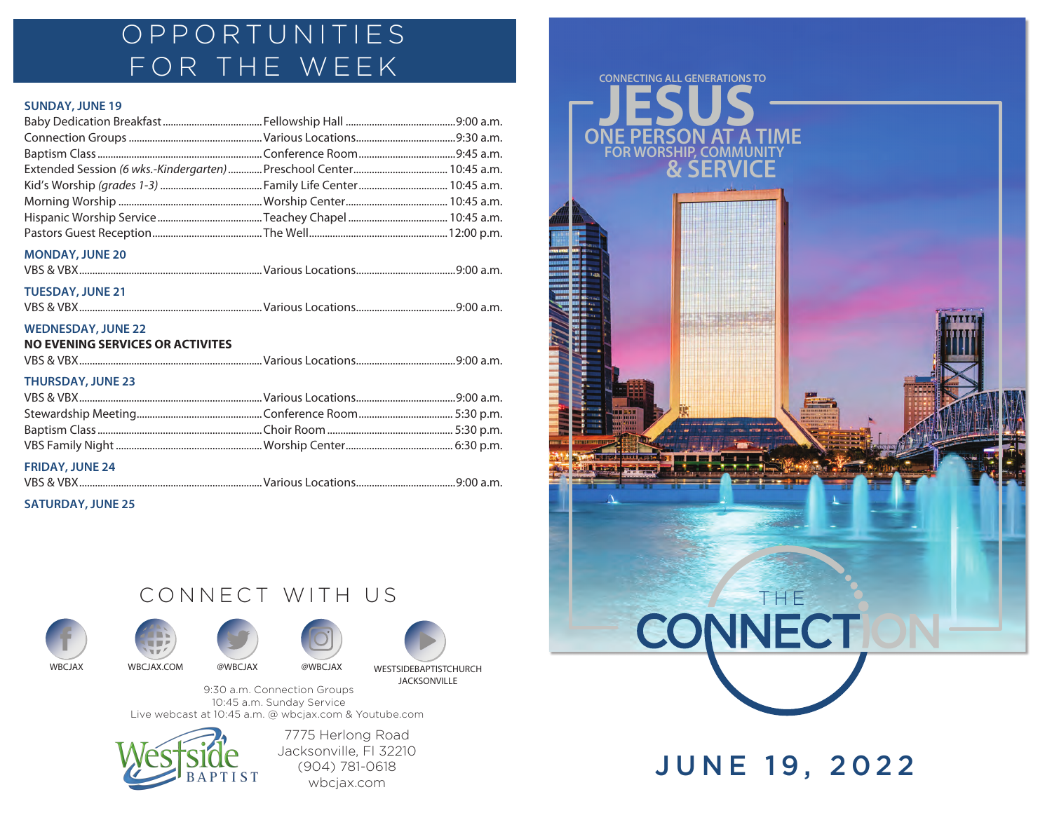# OPPORTUNITIES FOR THE WEEK

### SUNDAY, JUNE 19

| Event | Location | Time |
|---|---|---|
| Baby Dedication Breakfast | Fellowship Hall | 9:00 a.m. |
| Connection Groups | Various Locations | 9:30 a.m. |
| Baptism Class | Conference Room | 9:45 a.m. |
| Extended Session *(6 wks.-Kindergarten)* | Preschool Center | 10:45 a.m. |
| Kid's Worship *(grades 1-3)* | Family Life Center | 10:45 a.m. |
| Morning Worship | Worship Center | 10:45 a.m. |
| Hispanic Worship Service | Teachey Chapel | 10:45 a.m. |
| Pastors Guest Reception | The Well | 12:00 p.m. |

### MONDAY, JUNE 20

| Event | Location | Time |
|---|---|---|
| VBS & VBX | Various Locations | 9:00 a.m. |

### TUESDAY, JUNE 21

| Event | Location | Time |
|---|---|---|
| VBS & VBX | Various Locations | 9:00 a.m. |

### WEDNESDAY, JUNE 22

**NO EVENING SERVICES OR ACTIVITES**

| Event | Location | Time |
|---|---|---|
| VBS & VBX | Various Locations | 9:00 a.m. |

### THURSDAY, JUNE 23

| Event | Location | Time |
|---|---|---|
| VBS & VBX | Various Locations | 9:00 a.m. |
| Stewardship Meeting | Conference Room | 5:30 p.m. |
| Baptism Class | Choir Room | 5:30 p.m. |
| VBS Family Night | Worship Center | 6:30 p.m. |

### FRIDAY, JUNE 24

| Event | Location | Time |
|---|---|---|
| VBS & VBX | Various Locations | 9:00 a.m. |

### SATURDAY, JUNE 25

## CONNECT WITH US

WBCJAX · WBCJAX.COM · @WBCJAX · @WBCJAX · WESTSIDEBAPTISTCHURCH JACKSONVILLE

9:30 a.m. Connection Groups
10:45 a.m. Sunday Service
Live webcast at 10:45 a.m. @ wbcjax.com & Youtube.com

Westside BAPTIST

7775 Herlong Road
Jacksonville, Fl 32210
(904) 781-0618
wbcjax.com

---

CONNECTING ALL GENERATIONS TO

# JESUS

ONE PERSON AT A TIME
FOR WORSHIP, COMMUNITY
& SERVICE

# THE CONNECTION

## JUNE 19, 2022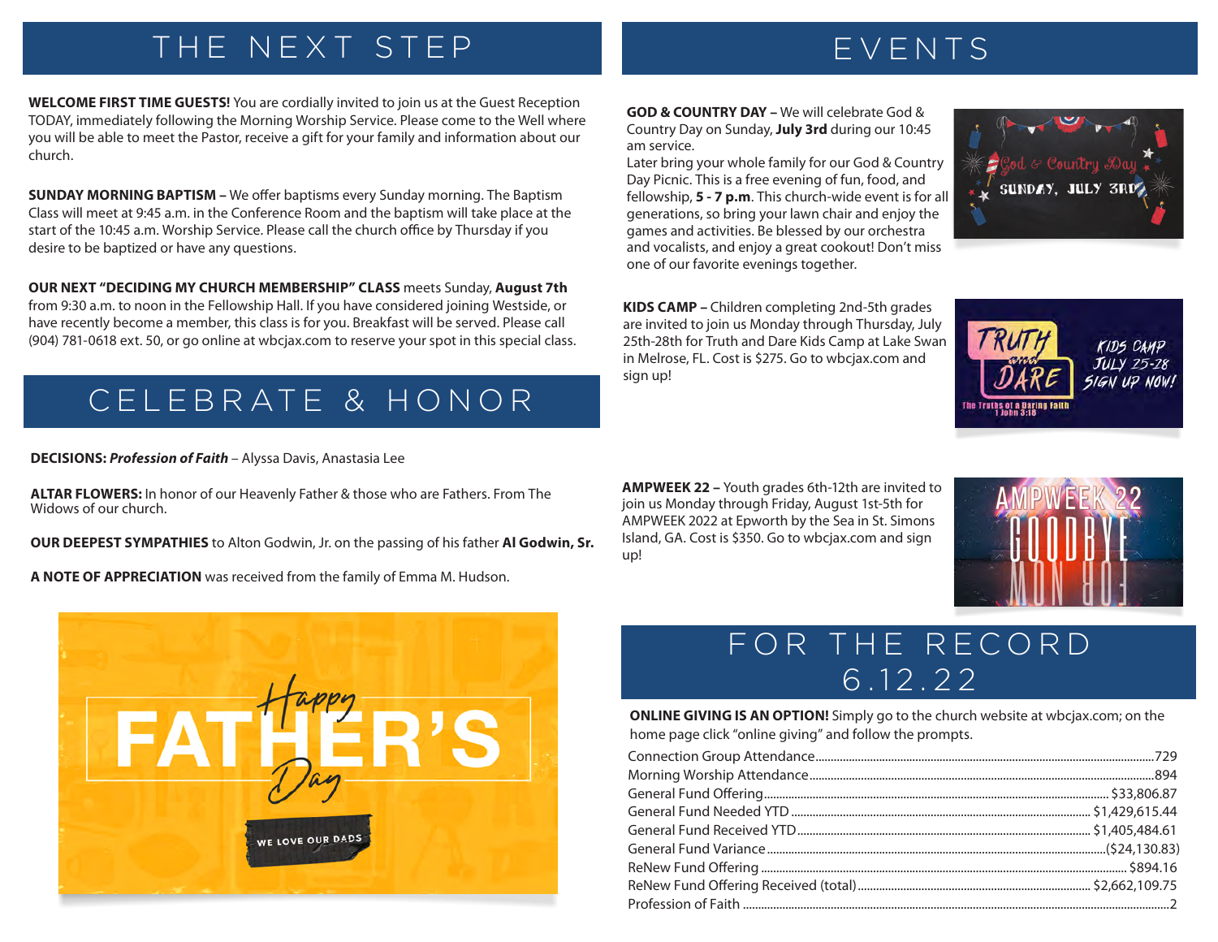# THE NEXT STEP

**WELCOME FIRST TIME GUESTS!** You are cordially invited to join us at the Guest Reception TODAY, immediately following the Morning Worship Service. Please come to the Well where you will be able to meet the Pastor, receive a gift for your family and information about our church.

**SUNDAY MORNING BAPTISM –** We offer baptisms every Sunday morning. The Baptism Class will meet at 9:45 a.m. in the Conference Room and the baptism will take place at the start of the 10:45 a.m. Worship Service. Please call the church office by Thursday if you desire to be baptized or have any questions.

**OUR NEXT "DECIDING MY CHURCH MEMBERSHIP" CLASS** meets Sunday, **August 7th** from 9:30 a.m. to noon in the Fellowship Hall. If you have considered joining Westside, or have recently become a member, this class is for you. Breakfast will be served. Please call (904) 781-0618 ext. 50, or go online at wbcjax.com to reserve your spot in this special class.

# CELEBRATE & HONOR

**DECISIONS:** ***Profession of Faith*** – Alyssa Davis, Anastasia Lee

**ALTAR FLOWERS:** In honor of our Heavenly Father & those who are Fathers. From The Widows of our church.

**OUR DEEPEST SYMPATHIES** to Alton Godwin, Jr. on the passing of his father **Al Godwin, Sr.**

**A NOTE OF APPRECIATION** was received from the family of Emma M. Hudson.

Happy FATHER'S Day

WE LOVE OUR DADS

# EVENTS

**GOD & COUNTRY DAY –** We will celebrate God & Country Day on Sunday, **July 3rd** during our 10:45 am service.
Later bring your whole family for our God & Country Day Picnic. This is a free evening of fun, food, and fellowship, **5 - 7 p.m**. This church-wide event is for all generations, so bring your lawn chair and enjoy the games and activities. Be blessed by our orchestra and vocalists, and enjoy a great cookout! Don't miss one of our favorite evenings together.

God & Country Day
SUNDAY, JULY 3RD

**KIDS CAMP –** Children completing 2nd-5th grades are invited to join us Monday through Thursday, July 25th-28th for Truth and Dare Kids Camp at Lake Swan in Melrose, FL. Cost is $275. Go to wbcjax.com and sign up!

TRUTH and DARE
The Truths of a Daring Faith
1 John 3:18
KIDS CAMP
JULY 25-28
SIGN UP NOW!

**AMPWEEK 22 –** Youth grades 6th-12th are invited to join us Monday through Friday, August 1st-5th for AMPWEEK 2022 at Epworth by the Sea in St. Simons Island, GA. Cost is $350. Go to wbcjax.com and sign up!

AMPWEEK 22
GOODBYE

# FOR THE RECORD 6.12.22

**ONLINE GIVING IS AN OPTION!** Simply go to the church website at wbcjax.com; on the home page click "online giving" and follow the prompts.

| | |
|---|---|
| Connection Group Attendance | 729 |
| Morning Worship Attendance | 894 |
| General Fund Offering | $33,806.87 |
| General Fund Needed YTD | $1,429,615.44 |
| General Fund Received YTD | $1,405,484.61 |
| General Fund Variance | ($24,130.83) |
| ReNew Fund Offering | $894.16 |
| ReNew Fund Offering Received (total) | $2,662,109.75 |
| Profession of Faith | 2 |